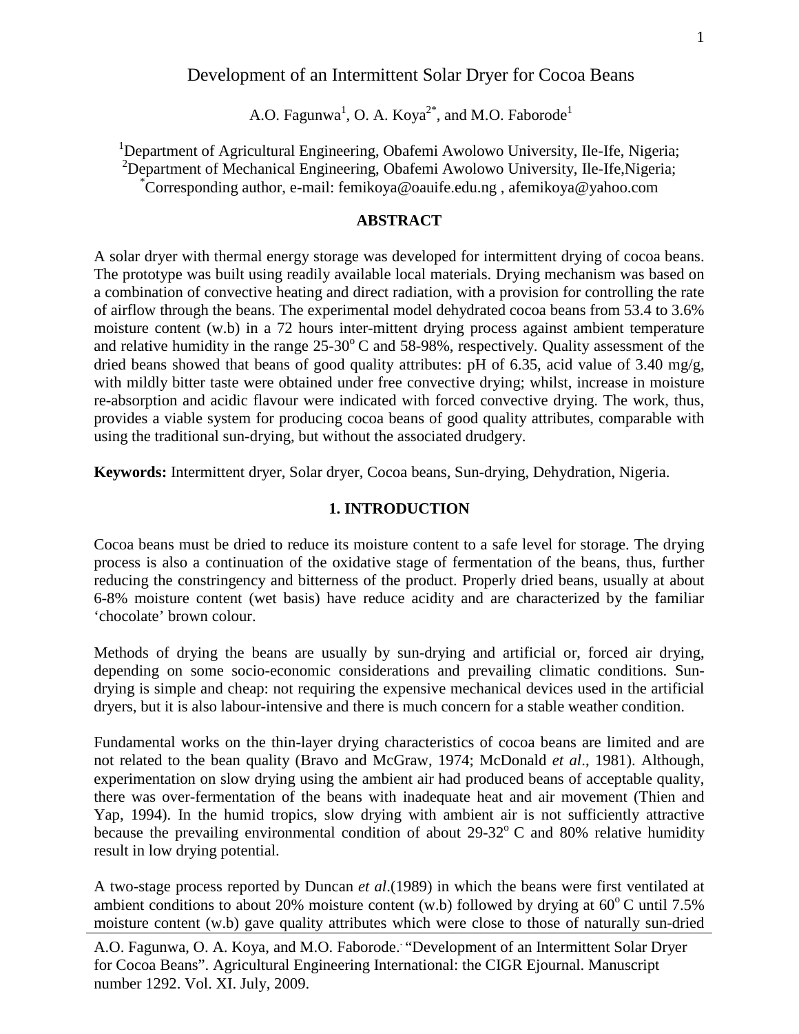# Development of an Intermittent Solar Dryer for Cocoa Beans

A.O. Fagunwa[1], O. A. Koya[2*], and M.O. Faborode[1]

[1]Department of Agricultural Engineering, Obafemi Awolowo University, Ile-Ife, Nigeria;
[2]Department of Mechanical Engineering, Obafemi Awolowo University, Ile-Ife,Nigeria;
[*]Corresponding author, e-mail: femikoya@oauife.edu.ng , afemikoya@yahoo.com

## ABSTRACT

A solar dryer with thermal energy storage was developed for intermittent drying of cocoa beans. The prototype was built using readily available local materials. Drying mechanism was based on a combination of convective heating and direct radiation, with a provision for controlling the rate of airflow through the beans. The experimental model dehydrated cocoa beans from 53.4 to 3.6% moisture content (w.b) in a 72 hours inter-mittent drying process against ambient temperature and relative humidity in the range 25-30$^{o}$ C and 58-98%, respectively. Quality assessment of the dried beans showed that beans of good quality attributes: pH of 6.35, acid value of 3.40 mg/g, with mildly bitter taste were obtained under free convective drying; whilst, increase in moisture re-absorption and acidic flavour were indicated with forced convective drying. The work, thus, provides a viable system for producing cocoa beans of good quality attributes, comparable with using the traditional sun-drying, but without the associated drudgery.

**Keywords:** Intermittent dryer, Solar dryer, Cocoa beans, Sun-drying, Dehydration, Nigeria.

## 1. INTRODUCTION

Cocoa beans must be dried to reduce its moisture content to a safe level for storage. The drying process is also a continuation of the oxidative stage of fermentation of the beans, thus, further reducing the constringency and bitterness of the product. Properly dried beans, usually at about 6-8% moisture content (wet basis) have reduce acidity and are characterized by the familiar 'chocolate' brown colour.

Methods of drying the beans are usually by sun-drying and artificial or, forced air drying, depending on some socio-economic considerations and prevailing climatic conditions. Sun-drying is simple and cheap: not requiring the expensive mechanical devices used in the artificial dryers, but it is also labour-intensive and there is much concern for a stable weather condition.

Fundamental works on the thin-layer drying characteristics of cocoa beans are limited and are not related to the bean quality (Bravo and McGraw, 1974; McDonald *et al*., 1981). Although, experimentation on slow drying using the ambient air had produced beans of acceptable quality, there was over-fermentation of the beans with inadequate heat and air movement (Thien and Yap, 1994). In the humid tropics, slow drying with ambient air is not sufficiently attractive because the prevailing environmental condition of about 29-32$^{o}$ C and 80% relative humidity result in low drying potential.

A two-stage process reported by Duncan *et al*.(1989) in which the beans were first ventilated at ambient conditions to about 20% moisture content (w.b) followed by drying at 60$^{o}$ C until 7.5% moisture content (w.b) gave quality attributes which were close to those of naturally sun-dried

A.O. Fagunwa, O. A. Koya, and M.O. Faborode. "Development of an Intermittent Solar Dryer for Cocoa Beans". Agricultural Engineering International: the CIGR Ejournal. Manuscript number 1292. Vol. XI. July, 2009.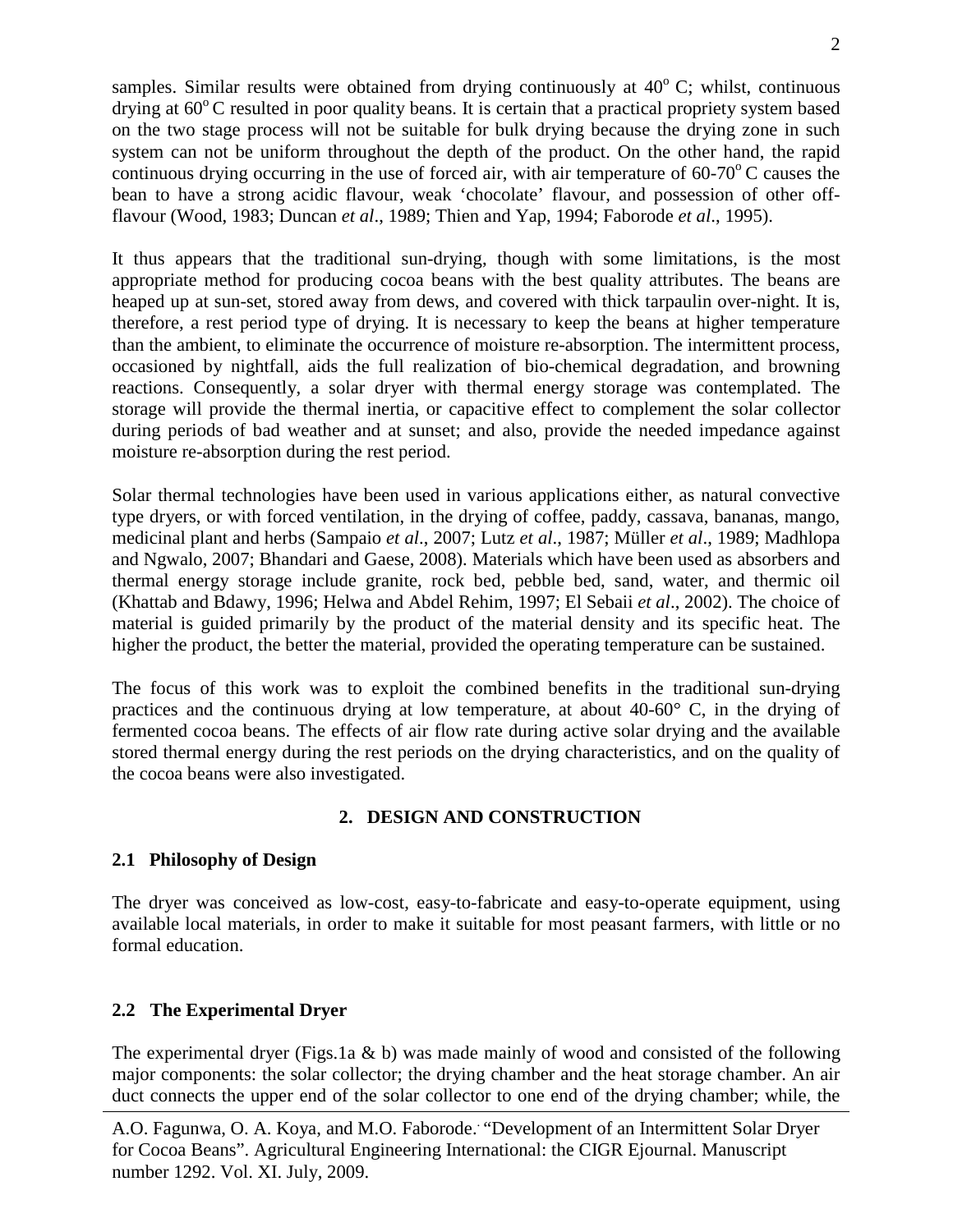samples. Similar results were obtained from drying continuously at 40° C; whilst, continuous drying at 60° C resulted in poor quality beans. It is certain that a practical propriety system based on the two stage process will not be suitable for bulk drying because the drying zone in such system can not be uniform throughout the depth of the product. On the other hand, the rapid continuous drying occurring in the use of forced air, with air temperature of 60-70° C causes the bean to have a strong acidic flavour, weak 'chocolate' flavour, and possession of other off-flavour (Wood, 1983; Duncan *et al*., 1989; Thien and Yap, 1994; Faborode *et al*., 1995).

It thus appears that the traditional sun-drying, though with some limitations, is the most appropriate method for producing cocoa beans with the best quality attributes. The beans are heaped up at sun-set, stored away from dews, and covered with thick tarpaulin over-night. It is, therefore, a rest period type of drying. It is necessary to keep the beans at higher temperature than the ambient, to eliminate the occurrence of moisture re-absorption. The intermittent process, occasioned by nightfall, aids the full realization of bio-chemical degradation, and browning reactions. Consequently, a solar dryer with thermal energy storage was contemplated. The storage will provide the thermal inertia, or capacitive effect to complement the solar collector during periods of bad weather and at sunset; and also, provide the needed impedance against moisture re-absorption during the rest period.

Solar thermal technologies have been used in various applications either, as natural convective type dryers, or with forced ventilation, in the drying of coffee, paddy, cassava, bananas, mango, medicinal plant and herbs (Sampaio *et al*., 2007; Lutz *et al*., 1987; Müller *et al*., 1989; Madhlopa and Ngwalo, 2007; Bhandari and Gaese, 2008). Materials which have been used as absorbers and thermal energy storage include granite, rock bed, pebble bed, sand, water, and thermic oil (Khattab and Bdawy, 1996; Helwa and Abdel Rehim, 1997; El Sebaii *et al*., 2002). The choice of material is guided primarily by the product of the material density and its specific heat. The higher the product, the better the material, provided the operating temperature can be sustained.

The focus of this work was to exploit the combined benefits in the traditional sun-drying practices and the continuous drying at low temperature, at about 40-60° C, in the drying of fermented cocoa beans. The effects of air flow rate during active solar drying and the available stored thermal energy during the rest periods on the drying characteristics, and on the quality of the cocoa beans were also investigated.

## 2. DESIGN AND CONSTRUCTION

### 2.1 Philosophy of Design

The dryer was conceived as low-cost, easy-to-fabricate and easy-to-operate equipment, using available local materials, in order to make it suitable for most peasant farmers, with little or no formal education.

### 2.2 The Experimental Dryer

The experimental dryer (Figs.1a & b) was made mainly of wood and consisted of the following major components: the solar collector; the drying chamber and the heat storage chamber. An air duct connects the upper end of the solar collector to one end of the drying chamber; while, the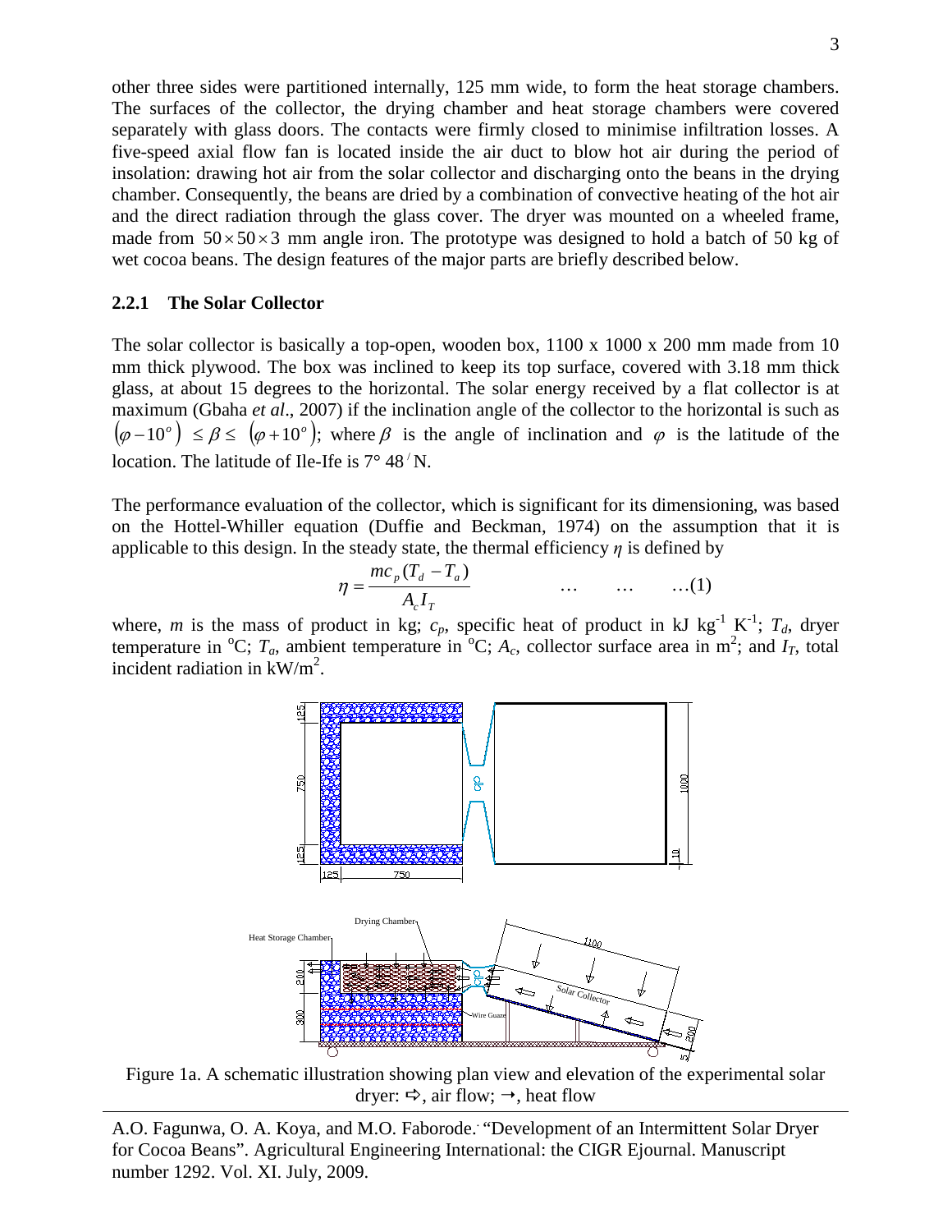other three sides were partitioned internally, 125 mm wide, to form the heat storage chambers. The surfaces of the collector, the drying chamber and heat storage chambers were covered separately with glass doors. The contacts were firmly closed to minimise infiltration losses. A five-speed axial flow fan is located inside the air duct to blow hot air during the period of insolation: drawing hot air from the solar collector and discharging onto the beans in the drying chamber. Consequently, the beans are dried by a combination of convective heating of the hot air and the direct radiation through the glass cover. The dryer was mounted on a wheeled frame, made from $50 \times 50 \times 3$ mm angle iron. The prototype was designed to hold a batch of 50 kg of wet cocoa beans. The design features of the major parts are briefly described below.

### 2.2.1 The Solar Collector

The solar collector is basically a top-open, wooden box, 1100 x 1000 x 200 mm made from 10 mm thick plywood. The box was inclined to keep its top surface, covered with 3.18 mm thick glass, at about 15 degrees to the horizontal. The solar energy received by a flat collector is at maximum (Gbaha *et al*., 2007) if the inclination angle of the collector to the horizontal is such as $(\varphi - 10^o) \leq \beta \leq (\varphi + 10^o)$; where $\beta$ is the angle of inclination and $\varphi$ is the latitude of the location. The latitude of Ile-Ife is 7° 48′ N.

The performance evaluation of the collector, which is significant for its dimensioning, was based on the Hottel-Whiller equation (Duffie and Beckman, 1974) on the assumption that it is applicable to this design. In the steady state, the thermal efficiency $\eta$ is defined by

$$\eta = \frac{mc_p(T_d - T_a)}{A_c I_T} \qquad \ldots \qquad \ldots \qquad \ldots(1)$$

where, $m$ is the mass of product in kg; $c_p$, specific heat of product in kJ kg$^{-1}$ K$^{-1}$; $T_d$, dryer temperature in °C; $T_a$, ambient temperature in °C; $A_c$, collector surface area in m$^2$; and $I_T$, total incident radiation in kW/m$^2$.

Figure 1a. A schematic illustration showing plan view and elevation of the experimental solar dryer: ⇨, air flow; →, heat flow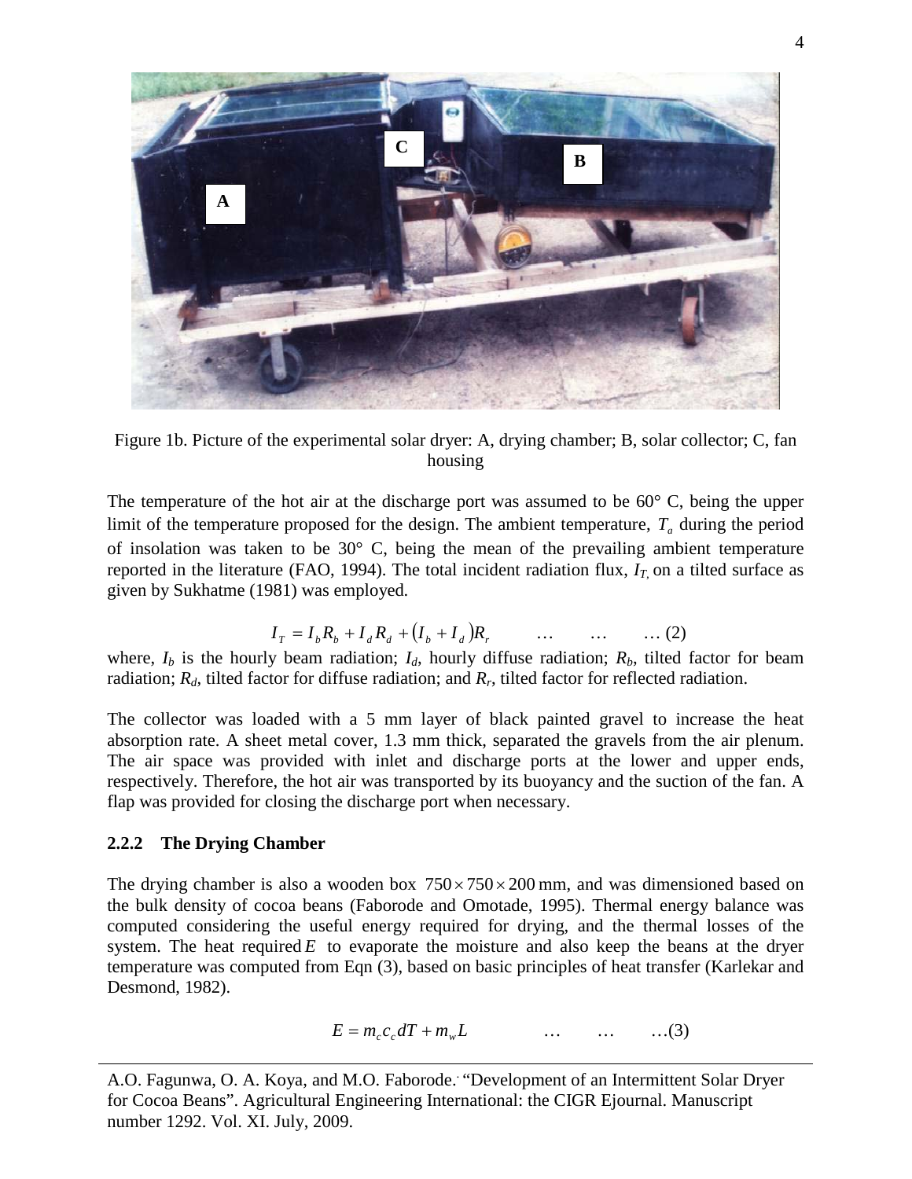Figure 1b. Picture of the experimental solar dryer: A, drying chamber; B, solar collector; C, fan housing

The temperature of the hot air at the discharge port was assumed to be 60° C, being the upper limit of the temperature proposed for the design. The ambient temperature, $T_a$ during the period of insolation was taken to be 30° C, being the mean of the prevailing ambient temperature reported in the literature (FAO, 1994). The total incident radiation flux, $I_T$, on a tilted surface as given by Sukhatme (1981) was employed.

$$I_T = I_b R_b + I_d R_d + (I_b + I_d) R_r \qquad \ldots \qquad \ldots \qquad \ldots (2)$$

where, $I_b$ is the hourly beam radiation; $I_d$, hourly diffuse radiation; $R_b$, tilted factor for beam radiation; $R_d$, tilted factor for diffuse radiation; and $R_r$, tilted factor for reflected radiation.

The collector was loaded with a 5 mm layer of black painted gravel to increase the heat absorption rate. A sheet metal cover, 1.3 mm thick, separated the gravels from the air plenum. The air space was provided with inlet and discharge ports at the lower and upper ends, respectively. Therefore, the hot air was transported by its buoyancy and the suction of the fan. A flap was provided for closing the discharge port when necessary.

### 2.2.2 The Drying Chamber

The drying chamber is also a wooden box $750 \times 750 \times 200$ mm, and was dimensioned based on the bulk density of cocoa beans (Faborode and Omotade, 1995). Thermal energy balance was computed considering the useful energy required for drying, and the thermal losses of the system. The heat required $E$ to evaporate the moisture and also keep the beans at the dryer temperature was computed from Eqn (3), based on basic principles of heat transfer (Karlekar and Desmond, 1982).

$$E = m_c c_c dT + m_w L \qquad \ldots \qquad \ldots \qquad \ldots (3)$$

A.O. Fagunwa, O. A. Koya, and M.O. Faborode. "Development of an Intermittent Solar Dryer for Cocoa Beans". Agricultural Engineering International: the CIGR Ejournal. Manuscript number 1292. Vol. XI. July, 2009.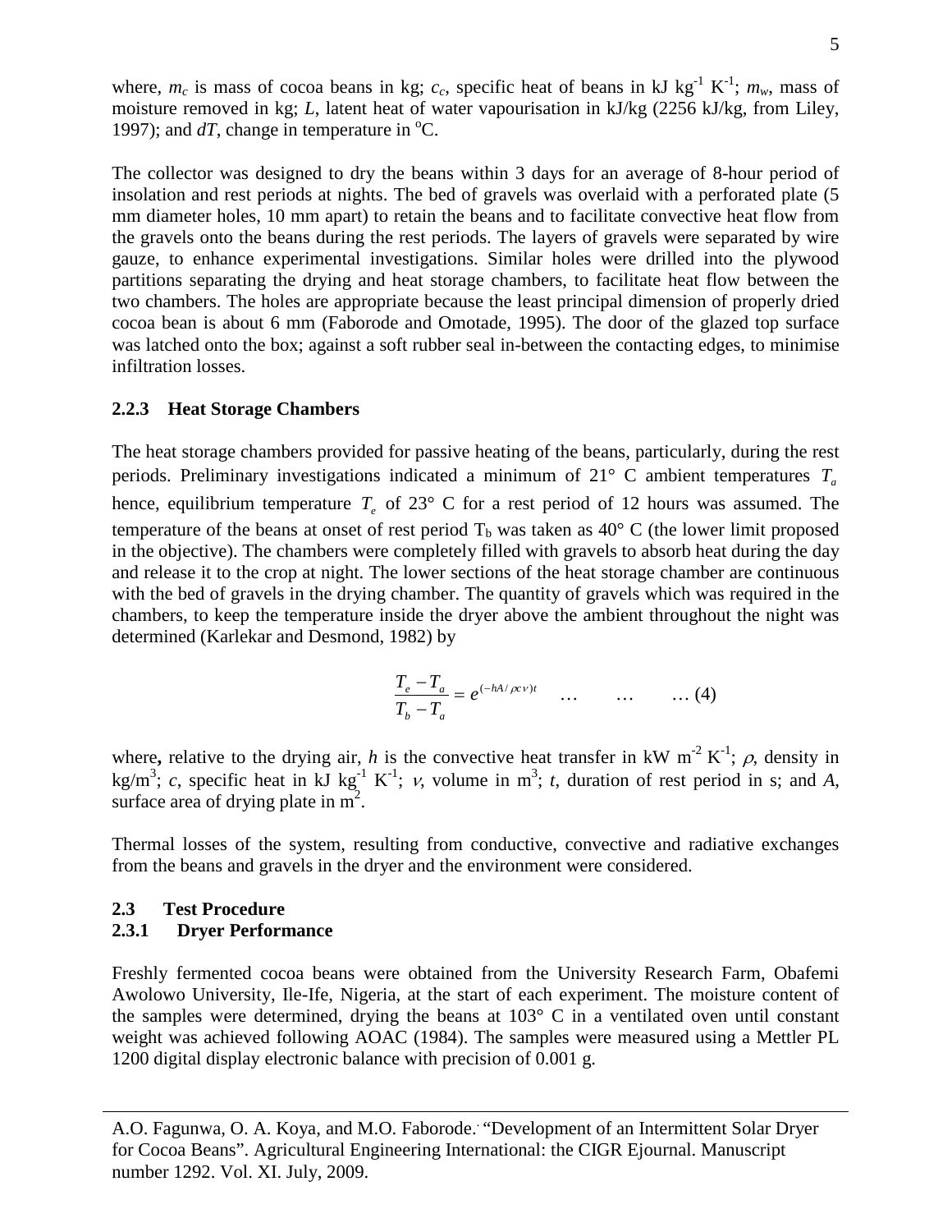where, $m_c$ is mass of cocoa beans in kg; $c_c$, specific heat of beans in kJ kg$^{-1}$ K$^{-1}$; $m_w$, mass of moisture removed in kg; $L$, latent heat of water vapourisation in kJ/kg (2256 kJ/kg, from Liley, 1997); and $dT$, change in temperature in $^{o}$C.

The collector was designed to dry the beans within 3 days for an average of 8-hour period of insolation and rest periods at nights. The bed of gravels was overlaid with a perforated plate (5 mm diameter holes, 10 mm apart) to retain the beans and to facilitate convective heat flow from the gravels onto the beans during the rest periods. The layers of gravels were separated by wire gauze, to enhance experimental investigations. Similar holes were drilled into the plywood partitions separating the drying and heat storage chambers, to facilitate heat flow between the two chambers. The holes are appropriate because the least principal dimension of properly dried cocoa bean is about 6 mm (Faborode and Omotade, 1995). The door of the glazed top surface was latched onto the box; against a soft rubber seal in-between the contacting edges, to minimise infiltration losses.

### 2.2.3 Heat Storage Chambers

The heat storage chambers provided for passive heating of the beans, particularly, during the rest periods. Preliminary investigations indicated a minimum of 21° C ambient temperatures $T_a$ hence, equilibrium temperature $T_e$ of 23° C for a rest period of 12 hours was assumed. The temperature of the beans at onset of rest period $T_b$ was taken as 40° C (the lower limit proposed in the objective). The chambers were completely filled with gravels to absorb heat during the day and release it to the crop at night. The lower sections of the heat storage chamber are continuous with the bed of gravels in the drying chamber. The quantity of gravels which was required in the chambers, to keep the temperature inside the dryer above the ambient throughout the night was determined (Karlekar and Desmond, 1982) by

$$\frac{T_e - T_a}{T_b - T_a} = e^{(-hA/\rho c v)t} \quad \ldots \quad \ldots \quad \ldots (4)$$

where**,** relative to the drying air, $h$ is the convective heat transfer in kW m$^{-2}$ K$^{-1}$; $\rho$, density in kg/m$^3$; $c$, specific heat in kJ kg$^{-1}$ K$^{-1}$; $v$, volume in m$^3$; $t$, duration of rest period in s; and $A$, surface area of drying plate in m$^2$.

Thermal losses of the system, resulting from conductive, convective and radiative exchanges from the beans and gravels in the dryer and the environment were considered.

## 2.3 Test Procedure

### 2.3.1 Dryer Performance

Freshly fermented cocoa beans were obtained from the University Research Farm, Obafemi Awolowo University, Ile-Ife, Nigeria, at the start of each experiment. The moisture content of the samples were determined, drying the beans at 103° C in a ventilated oven until constant weight was achieved following AOAC (1984). The samples were measured using a Mettler PL 1200 digital display electronic balance with precision of 0.001 g.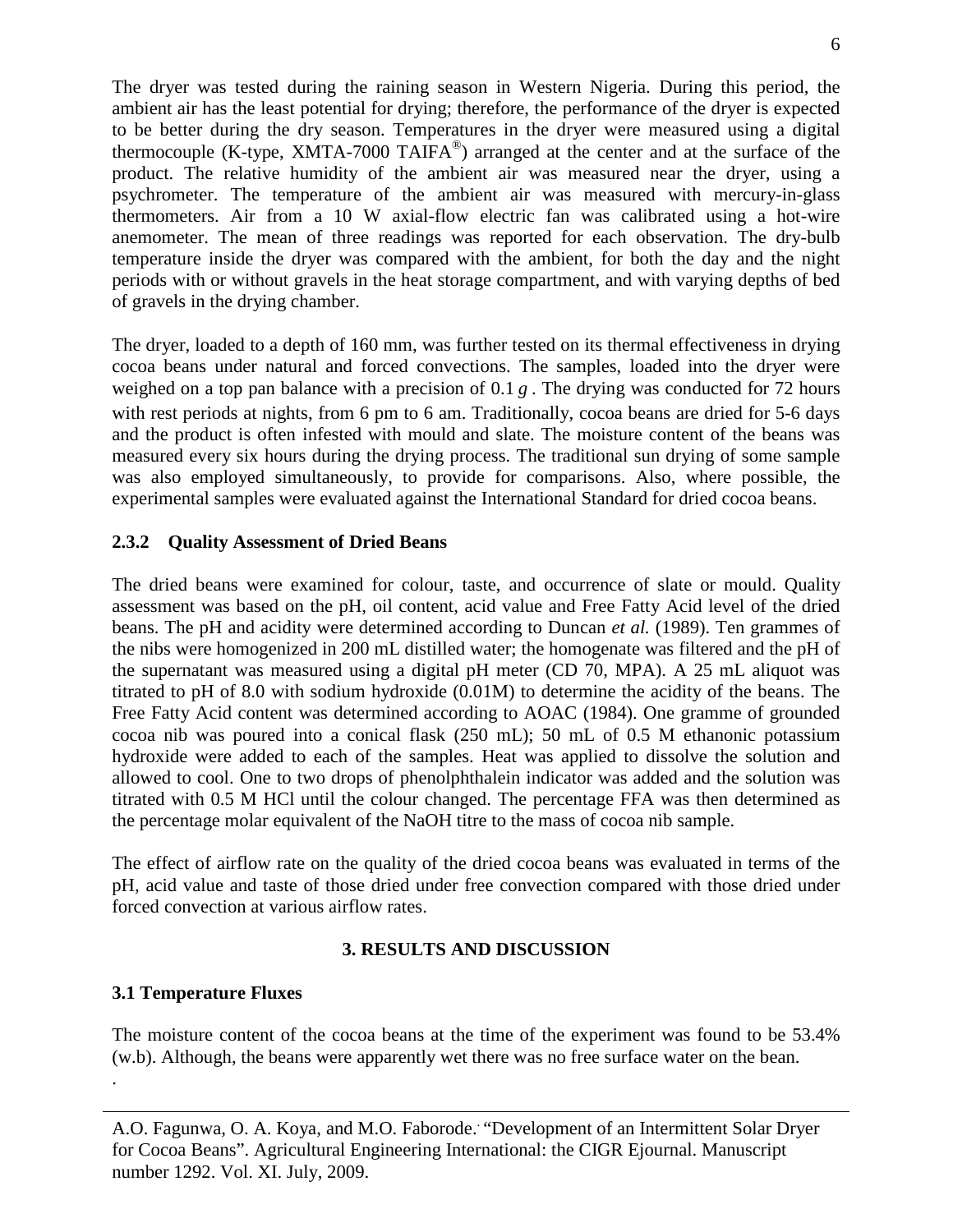The dryer was tested during the raining season in Western Nigeria. During this period, the ambient air has the least potential for drying; therefore, the performance of the dryer is expected to be better during the dry season. Temperatures in the dryer were measured using a digital thermocouple (K-type, XMTA-7000 TAIFA®) arranged at the center and at the surface of the product. The relative humidity of the ambient air was measured near the dryer, using a psychrometer. The temperature of the ambient air was measured with mercury-in-glass thermometers. Air from a 10 W axial-flow electric fan was calibrated using a hot-wire anemometer. The mean of three readings was reported for each observation. The dry-bulb temperature inside the dryer was compared with the ambient, for both the day and the night periods with or without gravels in the heat storage compartment, and with varying depths of bed of gravels in the drying chamber.

The dryer, loaded to a depth of 160 mm, was further tested on its thermal effectiveness in drying cocoa beans under natural and forced convections. The samples, loaded into the dryer were weighed on a top pan balance with a precision of 0.1 $g$. The drying was conducted for 72 hours with rest periods at nights, from 6 pm to 6 am. Traditionally, cocoa beans are dried for 5-6 days and the product is often infested with mould and slate. The moisture content of the beans was measured every six hours during the drying process. The traditional sun drying of some sample was also employed simultaneously, to provide for comparisons. Also, where possible, the experimental samples were evaluated against the International Standard for dried cocoa beans.

### 2.3.2 Quality Assessment of Dried Beans

The dried beans were examined for colour, taste, and occurrence of slate or mould. Quality assessment was based on the pH, oil content, acid value and Free Fatty Acid level of the dried beans. The pH and acidity were determined according to Duncan *et al.* (1989). Ten grammes of the nibs were homogenized in 200 mL distilled water; the homogenate was filtered and the pH of the supernatant was measured using a digital pH meter (CD 70, MPA). A 25 mL aliquot was titrated to pH of 8.0 with sodium hydroxide (0.01M) to determine the acidity of the beans. The Free Fatty Acid content was determined according to AOAC (1984). One gramme of grounded cocoa nib was poured into a conical flask (250 mL); 50 mL of 0.5 M ethanonic potassium hydroxide were added to each of the samples. Heat was applied to dissolve the solution and allowed to cool. One to two drops of phenolphthalein indicator was added and the solution was titrated with 0.5 M HCl until the colour changed. The percentage FFA was then determined as the percentage molar equivalent of the NaOH titre to the mass of cocoa nib sample.

The effect of airflow rate on the quality of the dried cocoa beans was evaluated in terms of the pH, acid value and taste of those dried under free convection compared with those dried under forced convection at various airflow rates.

## 3. RESULTS AND DISCUSSION

### 3.1 Temperature Fluxes

The moisture content of the cocoa beans at the time of the experiment was found to be 53.4% (w.b). Although, the beans were apparently wet there was no free surface water on the bean.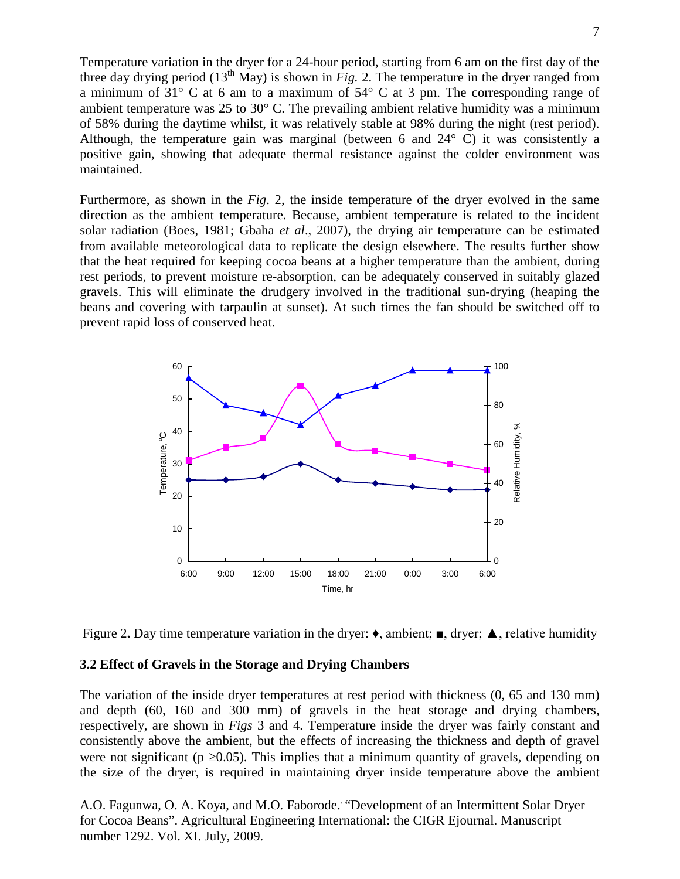Temperature variation in the dryer for a 24-hour period, starting from 6 am on the first day of the three day drying period (13[th] May) is shown in *Fig.* 2. The temperature in the dryer ranged from a minimum of 31° C at 6 am to a maximum of 54° C at 3 pm. The corresponding range of ambient temperature was 25 to 30° C. The prevailing ambient relative humidity was a minimum of 58% during the daytime whilst, it was relatively stable at 98% during the night (rest period). Although, the temperature gain was marginal (between 6 and 24° C) it was consistently a positive gain, showing that adequate thermal resistance against the colder environment was maintained.

Furthermore, as shown in the *Fig*. 2, the inside temperature of the dryer evolved in the same direction as the ambient temperature. Because, ambient temperature is related to the incident solar radiation (Boes, 1981; Gbaha *et al*., 2007), the drying air temperature can be estimated from available meteorological data to replicate the design elsewhere. The results further show that the heat required for keeping cocoa beans at a higher temperature than the ambient, during rest periods, to prevent moisture re-absorption, can be adequately conserved in suitably glazed gravels. This will eliminate the drudgery involved in the traditional sun-drying (heaping the beans and covering with tarpaulin at sunset). At such times the fan should be switched off to prevent rapid loss of conserved heat.

Figure 2**.** Day time temperature variation in the dryer: ♦, ambient; ■, dryer; ▲, relative humidity

### 3.2 Effect of Gravels in the Storage and Drying Chambers

The variation of the inside dryer temperatures at rest period with thickness (0, 65 and 130 mm) and depth (60, 160 and 300 mm) of gravels in the heat storage and drying chambers, respectively, are shown in *Figs* 3 and 4. Temperature inside the dryer was fairly constant and consistently above the ambient, but the effects of increasing the thickness and depth of gravel were not significant ($p \geq 0.05$). This implies that a minimum quantity of gravels, depending on the size of the dryer, is required in maintaining dryer inside temperature above the ambient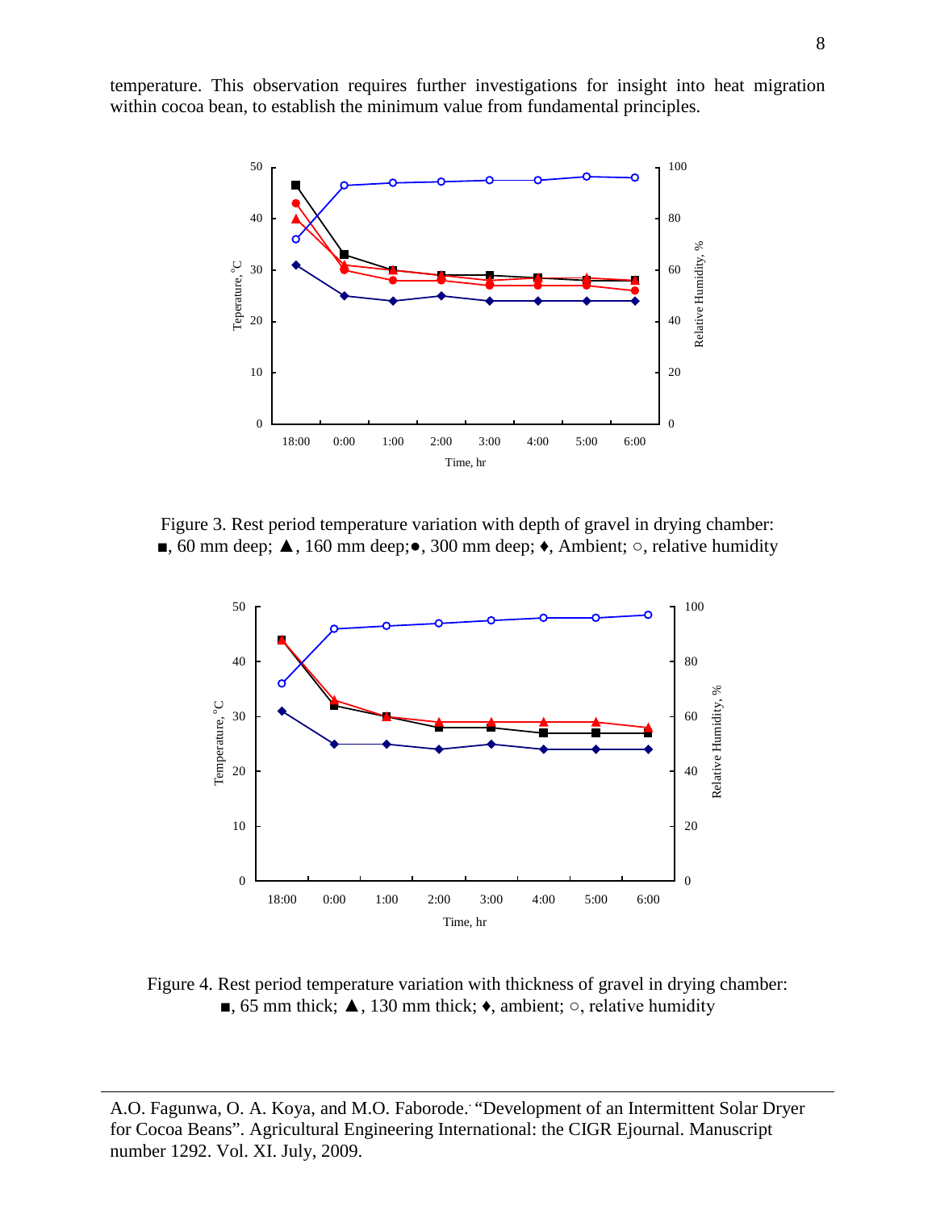temperature. This observation requires further investigations for insight into heat migration within cocoa bean, to establish the minimum value from fundamental principles.

Figure 3. Rest period temperature variation with depth of gravel in drying chamber: ■, 60 mm deep; ▲, 160 mm deep;●, 300 mm deep; ♦, Ambient; ○, relative humidity

Figure 4. Rest period temperature variation with thickness of gravel in drying chamber: ■, 65 mm thick; ▲, 130 mm thick; ♦, ambient; ○, relative humidity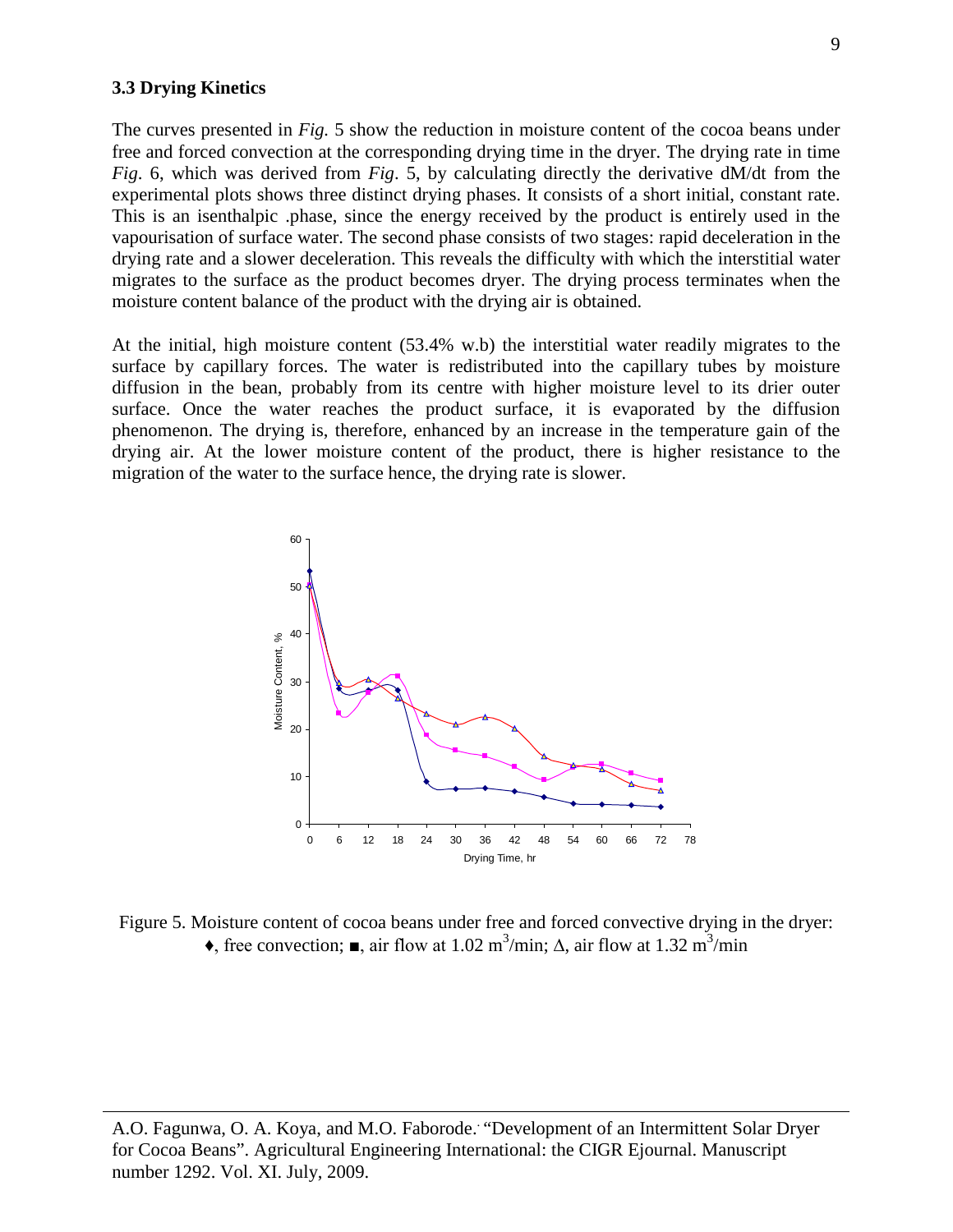### 3.3 Drying Kinetics

The curves presented in *Fig.* 5 show the reduction in moisture content of the cocoa beans under free and forced convection at the corresponding drying time in the dryer. The drying rate in time *Fig*. 6, which was derived from *Fig*. 5, by calculating directly the derivative dM/dt from the experimental plots shows three distinct drying phases. It consists of a short initial, constant rate. This is an isenthalpic .phase, since the energy received by the product is entirely used in the vapourisation of surface water. The second phase consists of two stages: rapid deceleration in the drying rate and a slower deceleration. This reveals the difficulty with which the interstitial water migrates to the surface as the product becomes dryer. The drying process terminates when the moisture content balance of the product with the drying air is obtained.

At the initial, high moisture content (53.4% w.b) the interstitial water readily migrates to the surface by capillary forces. The water is redistributed into the capillary tubes by moisture diffusion in the bean, probably from its centre with higher moisture level to its drier outer surface. Once the water reaches the product surface, it is evaporated by the diffusion phenomenon. The drying is, therefore, enhanced by an increase in the temperature gain of the drying air. At the lower moisture content of the product, there is higher resistance to the migration of the water to the surface hence, the drying rate is slower.

Figure 5. Moisture content of cocoa beans under free and forced convective drying in the dryer: ♦, free convection; ■, air flow at 1.02 $m^3$/min; Δ, air flow at 1.32 $m^3$/min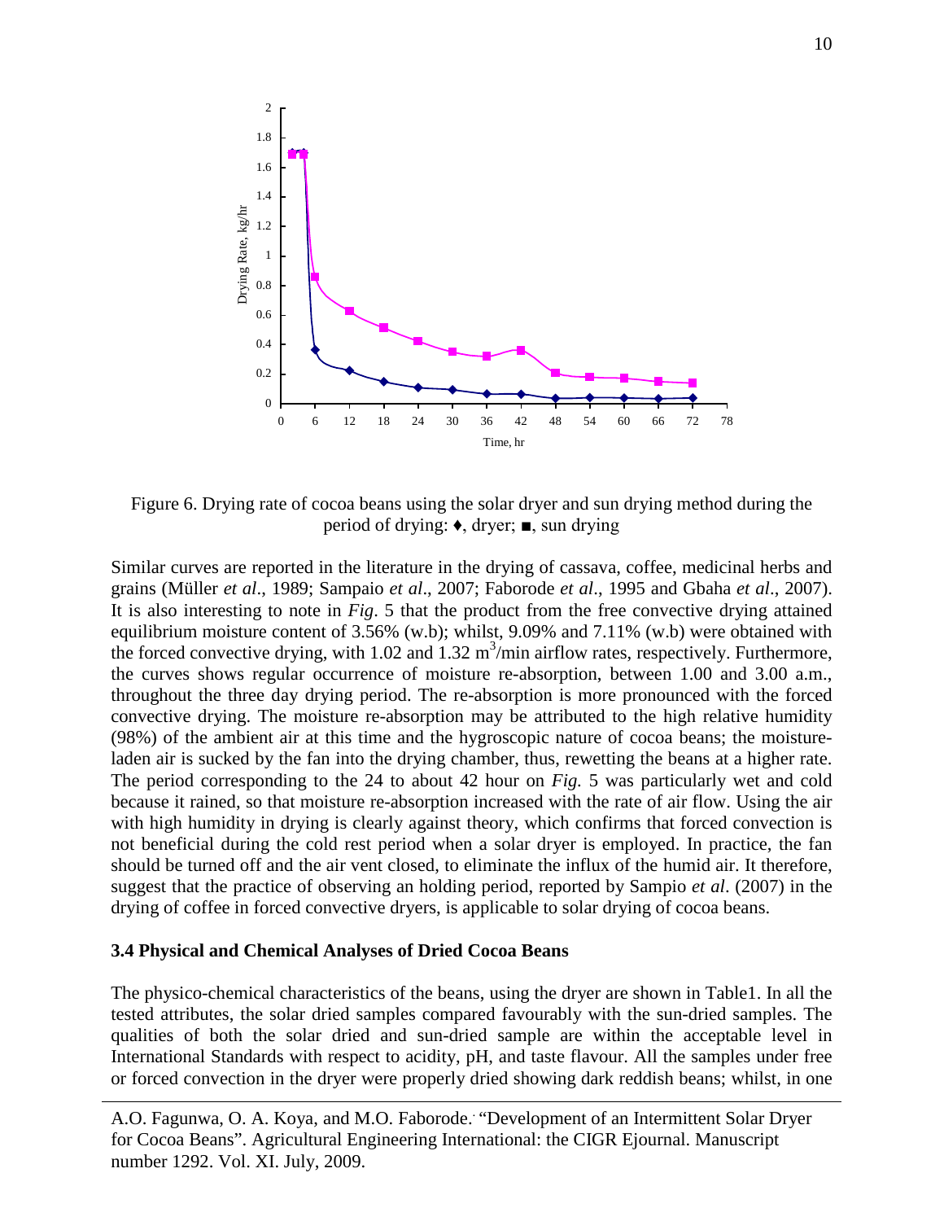Figure 6. Drying rate of cocoa beans using the solar dryer and sun drying method during the period of drying: ♦, dryer; ■, sun drying

Similar curves are reported in the literature in the drying of cassava, coffee, medicinal herbs and grains (Müller *et al*., 1989; Sampaio *et al*., 2007; Faborode *et al*., 1995 and Gbaha *et al*., 2007). It is also interesting to note in *Fig*. 5 that the product from the free convective drying attained equilibrium moisture content of 3.56% (w.b); whilst, 9.09% and 7.11% (w.b) were obtained with the forced convective drying, with 1.02 and 1.32 $m^3$/min airflow rates, respectively. Furthermore, the curves shows regular occurrence of moisture re-absorption, between 1.00 and 3.00 a.m., throughout the three day drying period. The re-absorption is more pronounced with the forced convective drying. The moisture re-absorption may be attributed to the high relative humidity (98%) of the ambient air at this time and the hygroscopic nature of cocoa beans; the moisture-laden air is sucked by the fan into the drying chamber, thus, rewetting the beans at a higher rate. The period corresponding to the 24 to about 42 hour on *Fig.* 5 was particularly wet and cold because it rained, so that moisture re-absorption increased with the rate of air flow. Using the air with high humidity in drying is clearly against theory, which confirms that forced convection is not beneficial during the cold rest period when a solar dryer is employed. In practice, the fan should be turned off and the air vent closed, to eliminate the influx of the humid air. It therefore, suggest that the practice of observing an holding period, reported by Sampio *et al*. (2007) in the drying of coffee in forced convective dryers, is applicable to solar drying of cocoa beans.

### 3.4 Physical and Chemical Analyses of Dried Cocoa Beans

The physico-chemical characteristics of the beans, using the dryer are shown in Table1. In all the tested attributes, the solar dried samples compared favourably with the sun-dried samples. The qualities of both the solar dried and sun-dried sample are within the acceptable level in International Standards with respect to acidity, pH, and taste flavour. All the samples under free or forced convection in the dryer were properly dried showing dark reddish beans; whilst, in one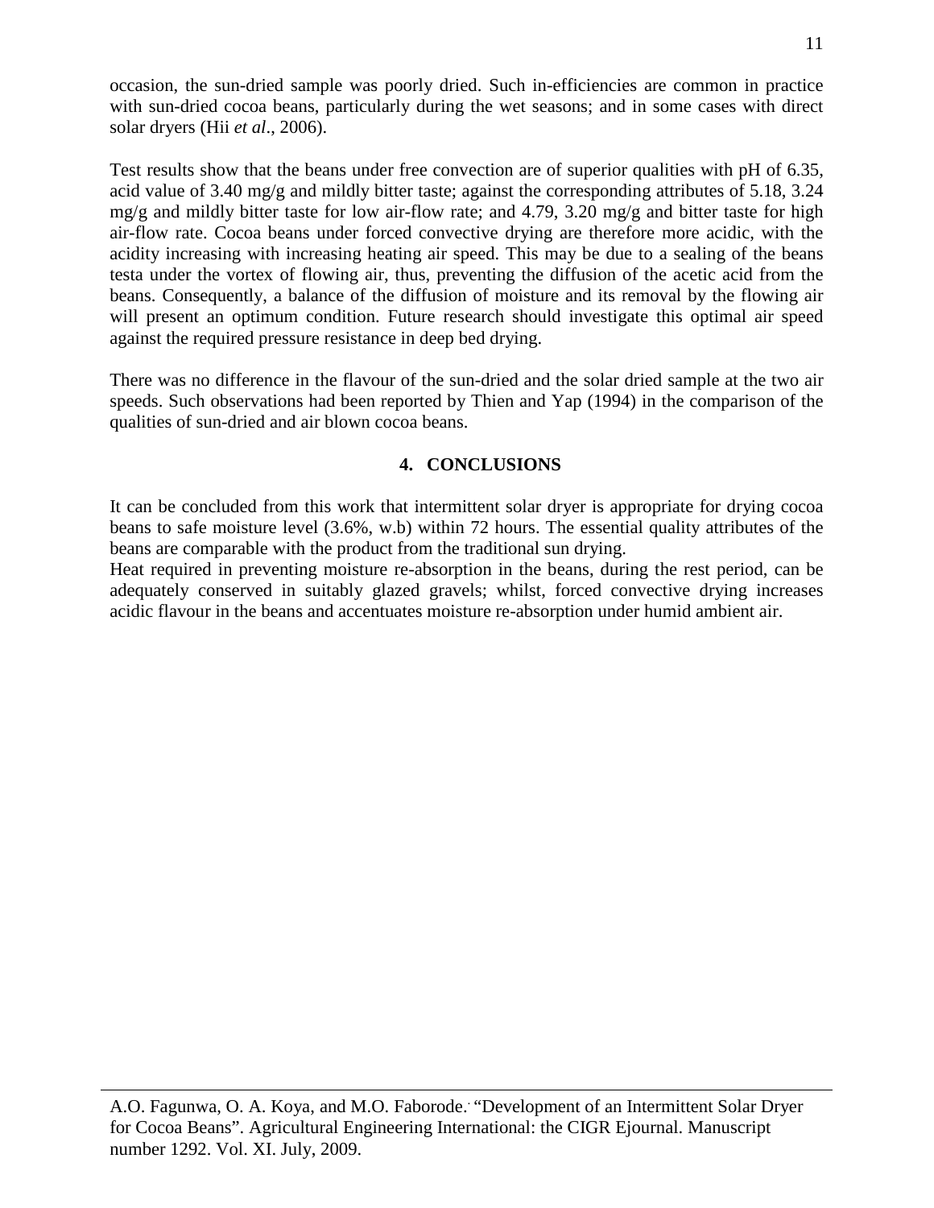occasion, the sun-dried sample was poorly dried. Such in-efficiencies are common in practice with sun-dried cocoa beans, particularly during the wet seasons; and in some cases with direct solar dryers (Hii *et al*., 2006).

Test results show that the beans under free convection are of superior qualities with pH of 6.35, acid value of 3.40 mg/g and mildly bitter taste; against the corresponding attributes of 5.18, 3.24 mg/g and mildly bitter taste for low air-flow rate; and 4.79, 3.20 mg/g and bitter taste for high air-flow rate. Cocoa beans under forced convective drying are therefore more acidic, with the acidity increasing with increasing heating air speed. This may be due to a sealing of the beans testa under the vortex of flowing air, thus, preventing the diffusion of the acetic acid from the beans. Consequently, a balance of the diffusion of moisture and its removal by the flowing air will present an optimum condition. Future research should investigate this optimal air speed against the required pressure resistance in deep bed drying.

There was no difference in the flavour of the sun-dried and the solar dried sample at the two air speeds. Such observations had been reported by Thien and Yap (1994) in the comparison of the qualities of sun-dried and air blown cocoa beans.

## 4. CONCLUSIONS

It can be concluded from this work that intermittent solar dryer is appropriate for drying cocoa beans to safe moisture level (3.6%, w.b) within 72 hours. The essential quality attributes of the beans are comparable with the product from the traditional sun drying.
Heat required in preventing moisture re-absorption in the beans, during the rest period, can be adequately conserved in suitably glazed gravels; whilst, forced convective drying increases acidic flavour in the beans and accentuates moisture re-absorption under humid ambient air.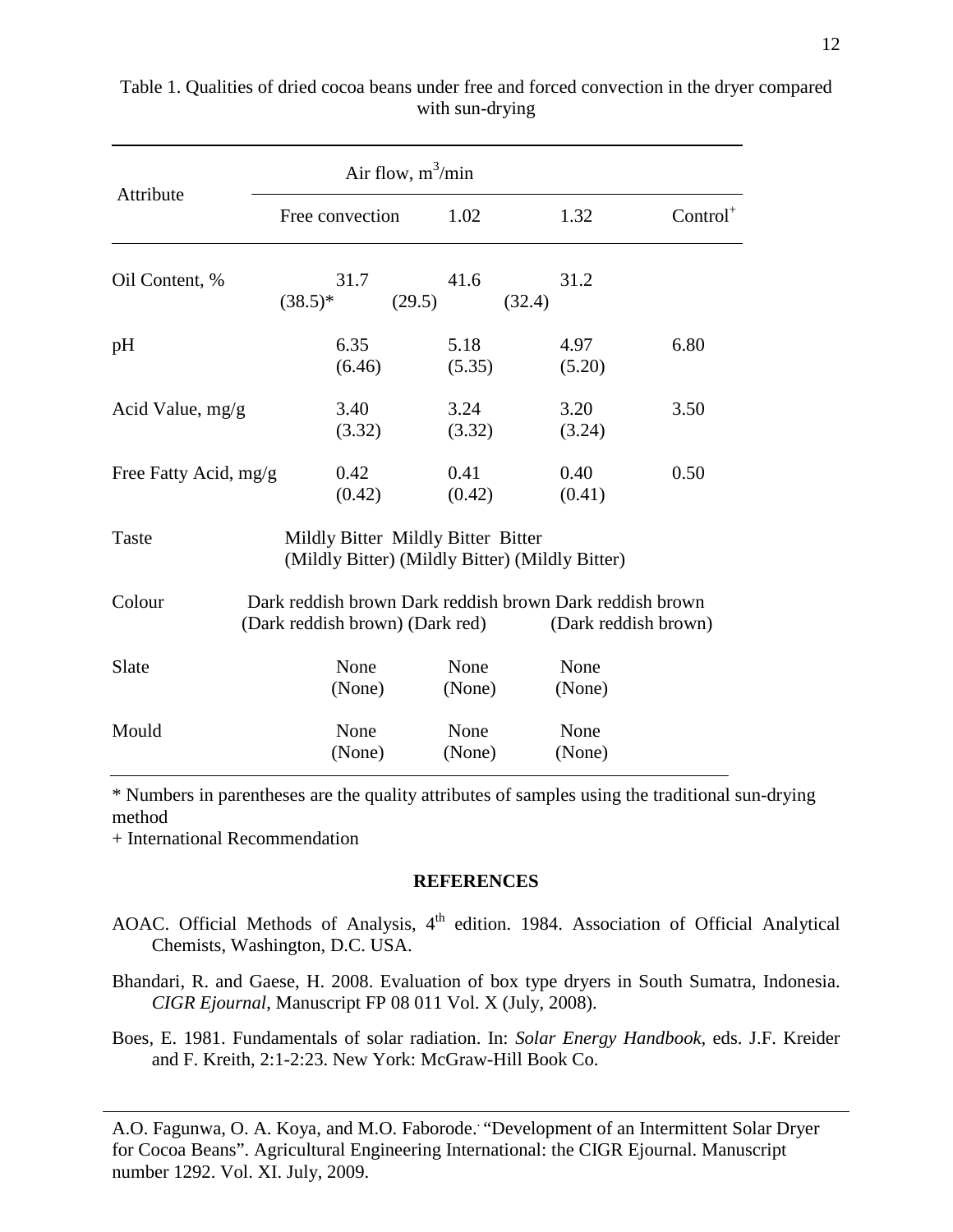Table 1. Qualities of dried cocoa beans under free and forced convection in the dryer compared with sun-drying

| Attribute | Air flow, $m^3$/min | | | |
|---|---|---|---|---|
| | Free convection | 1.02 | 1.32 | Control[+] |
| Oil Content, % | 31.7 (38.5)* | 41.6 (29.5) | 31.2 (32.4) | |
| pH | 6.35 (6.46) | 5.18 (5.35) | 4.97 (5.20) | 6.80 |
| Acid Value, mg/g | 3.40 (3.32) | 3.24 (3.32) | 3.20 (3.24) | 3.50 |
| Free Fatty Acid, mg/g | 0.42 (0.42) | 0.41 (0.42) | 0.40 (0.41) | 0.50 |
| Taste | Mildly Bitter (Mildly Bitter) | Mildly Bitter (Mildly Bitter) | Bitter (Mildly Bitter) | |
| Colour | Dark reddish brown (Dark reddish brown) | Dark reddish brown (Dark red) | Dark reddish brown (Dark reddish brown) | |
| Slate | None (None) | None (None) | None (None) | |
| Mould | None (None) | None (None) | None (None) | |

\* Numbers in parentheses are the quality attributes of samples using the traditional sun-drying method

\+ International Recommendation

## REFERENCES

AOAC. Official Methods of Analysis, 4th edition. 1984. Association of Official Analytical Chemists, Washington, D.C. USA.

Bhandari, R. and Gaese, H. 2008. Evaluation of box type dryers in South Sumatra, Indonesia. *CIGR Ejournal*, Manuscript FP 08 011 Vol. X (July, 2008).

Boes, E. 1981. Fundamentals of solar radiation. In: *Solar Energy Handbook*, eds. J.F. Kreider and F. Kreith, 2:1-2:23. New York: McGraw-Hill Book Co.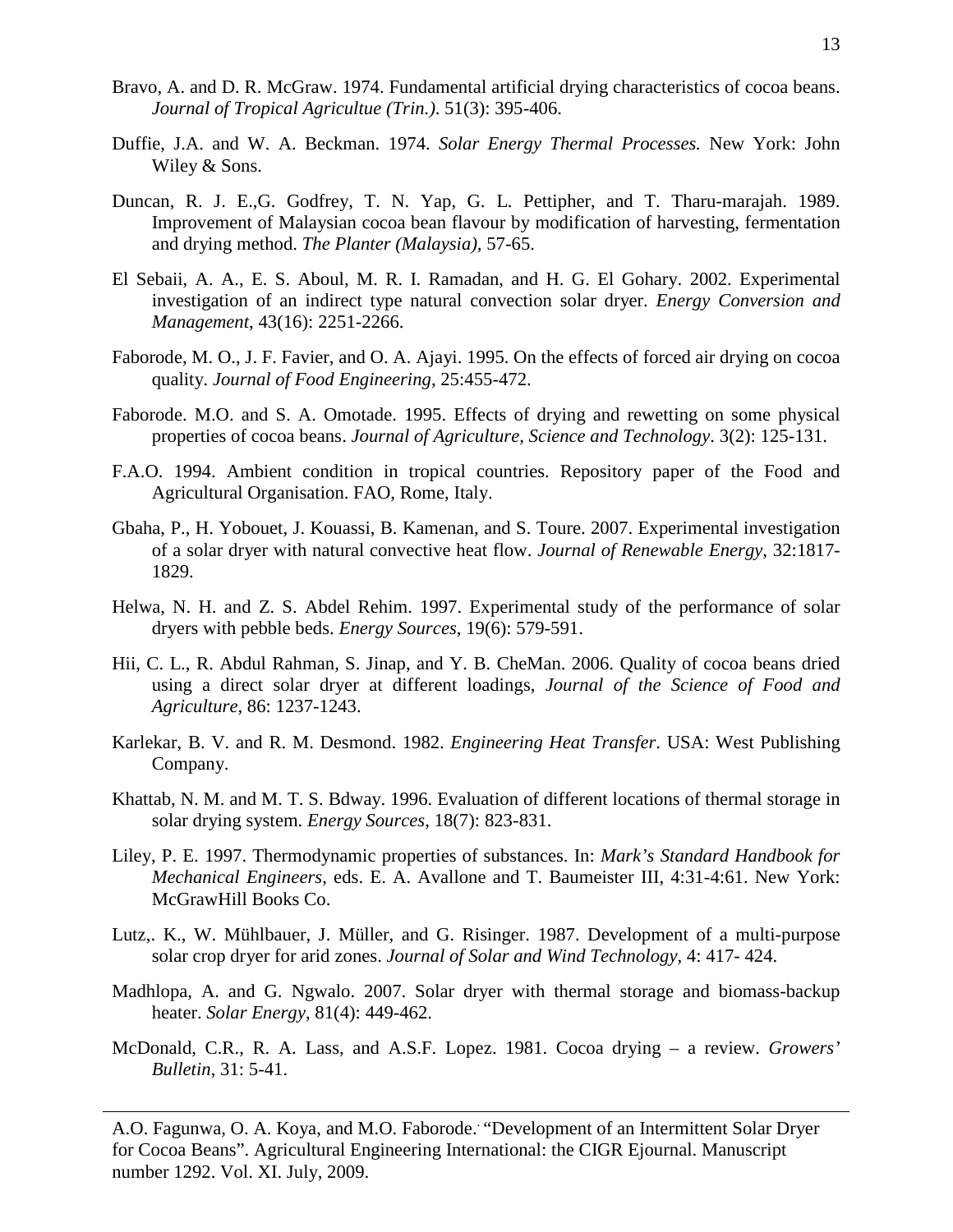Bravo, A. and D. R. McGraw. 1974. Fundamental artificial drying characteristics of cocoa beans. *Journal of Tropical Agricultue (Trin.).* 51(3): 395-406.

Duffie, J.A. and W. A. Beckman. 1974. *Solar Energy Thermal Processes.* New York: John Wiley & Sons.

Duncan, R. J. E.,G. Godfrey, T. N. Yap, G. L. Pettipher, and T. Tharu-marajah. 1989. Improvement of Malaysian cocoa bean flavour by modification of harvesting, fermentation and drying method. *The Planter (Malaysia),* 57-65.

El Sebaii, A. A., E. S. Aboul, M. R. I. Ramadan, and H. G. El Gohary. 2002. Experimental investigation of an indirect type natural convection solar dryer. *Energy Conversion and Management*, 43(16): 2251-2266.

Faborode, M. O., J. F. Favier, and O. A. Ajayi. 1995. On the effects of forced air drying on cocoa quality. *Journal of Food Engineering*, 25:455-472.

Faborode. M.O. and S. A. Omotade. 1995. Effects of drying and rewetting on some physical properties of cocoa beans. *Journal of Agriculture, Science and Technology*. 3(2): 125-131.

F.A.O. 1994. Ambient condition in tropical countries. Repository paper of the Food and Agricultural Organisation. FAO, Rome, Italy.

Gbaha, P., H. Yobouet, J. Kouassi, B. Kamenan, and S. Toure. 2007. Experimental investigation of a solar dryer with natural convective heat flow. *Journal of Renewable Energy*, 32:1817-1829.

Helwa, N. H. and Z. S. Abdel Rehim. 1997. Experimental study of the performance of solar dryers with pebble beds. *Energy Sources*, 19(6): 579-591.

Hii, C. L., R. Abdul Rahman, S. Jinap, and Y. B. CheMan. 2006. Quality of cocoa beans dried using a direct solar dryer at different loadings, *Journal of the Science of Food and Agriculture*, 86: 1237-1243.

Karlekar, B. V. and R. M. Desmond. 1982. *Engineering Heat Transfer*. USA: West Publishing Company.

Khattab, N. M. and M. T. S. Bdway. 1996. Evaluation of different locations of thermal storage in solar drying system. *Energy Sources*, 18(7): 823-831.

Liley, P. E. 1997. Thermodynamic properties of substances. In: *Mark's Standard Handbook for Mechanical Engineers*, eds. E. A. Avallone and T. Baumeister III, 4:31-4:61. New York: McGrawHill Books Co.

Lutz,. K., W. Mühlbauer, J. Müller, and G. Risinger. 1987. Development of a multi-purpose solar crop dryer for arid zones. *Journal of Solar and Wind Technology*, 4: 417- 424.

Madhlopa, A. and G. Ngwalo. 2007. Solar dryer with thermal storage and biomass-backup heater. *Solar Energy*, 81(4): 449-462.

McDonald, C.R., R. A. Lass, and A.S.F. Lopez. 1981. Cocoa drying – a review. *Growers' Bulletin*, 31: 5-41.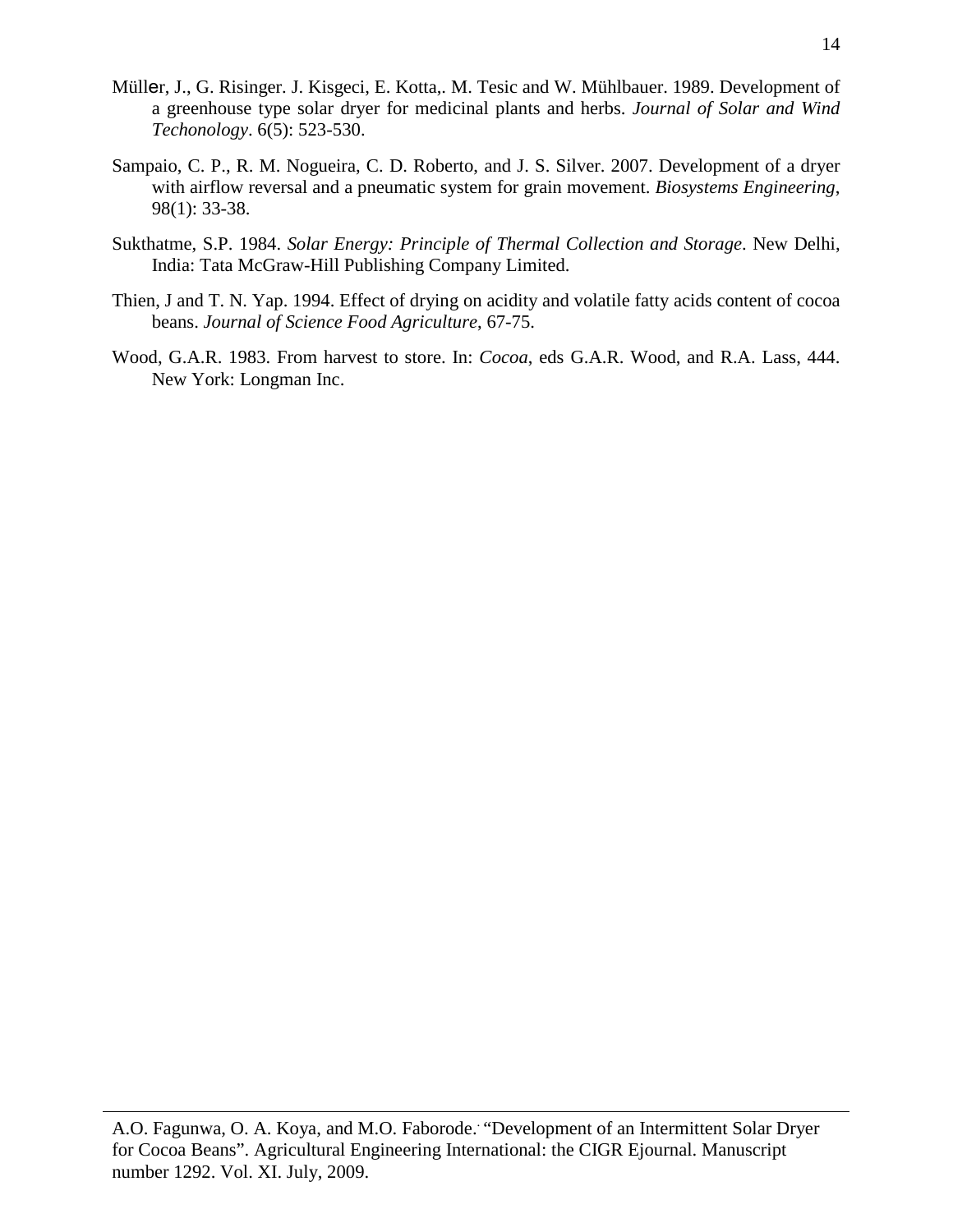Müller, J., G. Risinger. J. Kisgeci, E. Kotta,. M. Tesic and W. Mühlbauer. 1989. Development of a greenhouse type solar dryer for medicinal plants and herbs. *Journal of Solar and Wind Techonology*. 6(5): 523-530.

Sampaio, C. P., R. M. Nogueira, C. D. Roberto, and J. S. Silver. 2007. Development of a dryer with airflow reversal and a pneumatic system for grain movement. *Biosystems Engineering*, 98(1): 33-38.

Sukthatme, S.P. 1984. *Solar Energy: Principle of Thermal Collection and Storage*. New Delhi, India: Tata McGraw-Hill Publishing Company Limited.

Thien, J and T. N. Yap. 1994. Effect of drying on acidity and volatile fatty acids content of cocoa beans. *Journal of Science Food Agriculture*, 67-75.

Wood, G.A.R. 1983. From harvest to store. In: *Cocoa*, eds G.A.R. Wood, and R.A. Lass, 444. New York: Longman Inc.